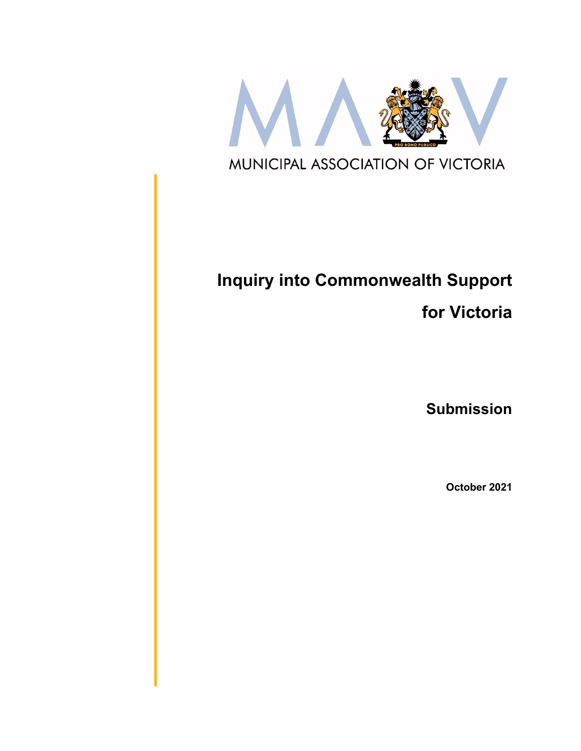MUNICIPAL ASSOCIATION OF VICTORIA

# Inquiry into Commonwealth Support for Victoria

## Submission

**October 2021**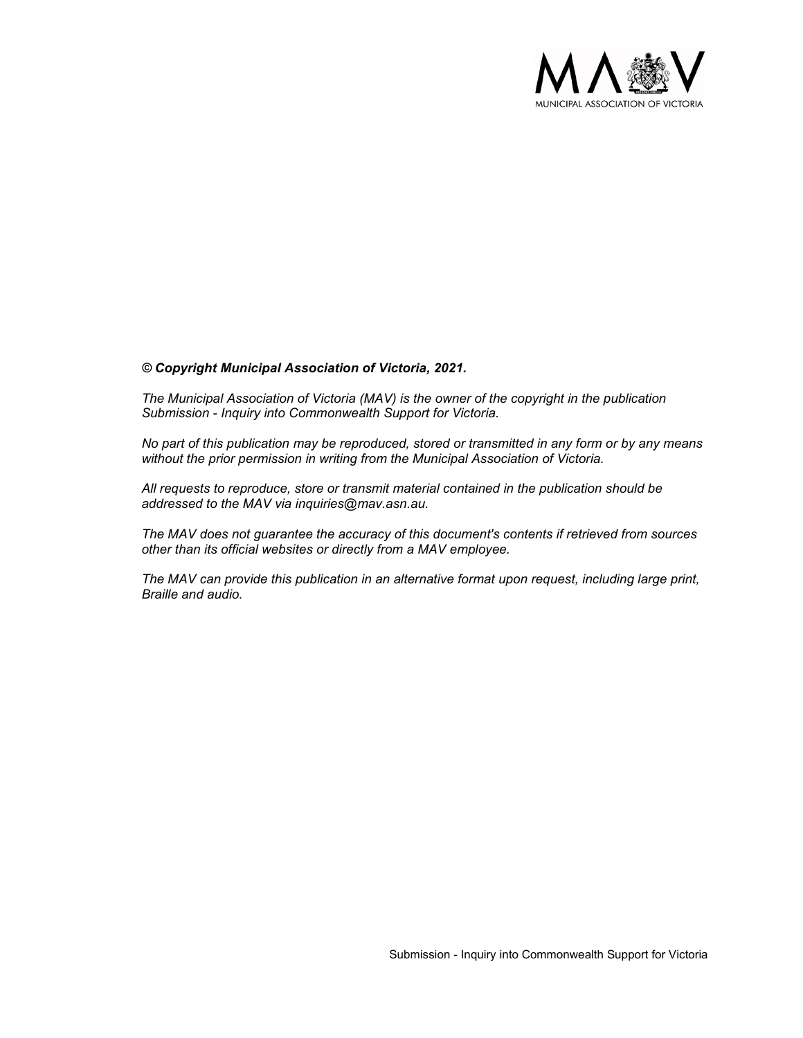***© Copyright Municipal Association of Victoria, 2021.***

*The Municipal Association of Victoria (MAV) is the owner of the copyright in the publication Submission - Inquiry into Commonwealth Support for Victoria.*

*No part of this publication may be reproduced, stored or transmitted in any form or by any means without the prior permission in writing from the Municipal Association of Victoria.*

*All requests to reproduce, store or transmit material contained in the publication should be addressed to the MAV via inquiries@mav.asn.au.*

*The MAV does not guarantee the accuracy of this document's contents if retrieved from sources other than its official websites or directly from a MAV employee.*

*The MAV can provide this publication in an alternative format upon request, including large print, Braille and audio.*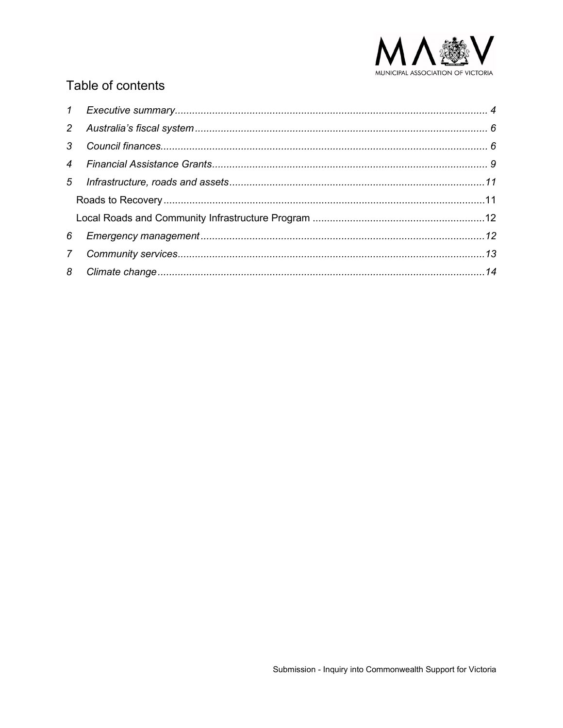# Table of contents

1 Executive summary ........................................................ 4

2 Australia's fiscal system ........................................................ 6

3 Council finances ........................................................ 6

4 Financial Assistance Grants ........................................................ 9

5 Infrastructure, roads and assets ........................................................ 11

Roads to Recovery ........................................................ 11

Local Roads and Community Infrastructure Program ........................................................ 12

6 Emergency management ........................................................ 12

7 Community services ........................................................ 13

8 Climate change ........................................................ 14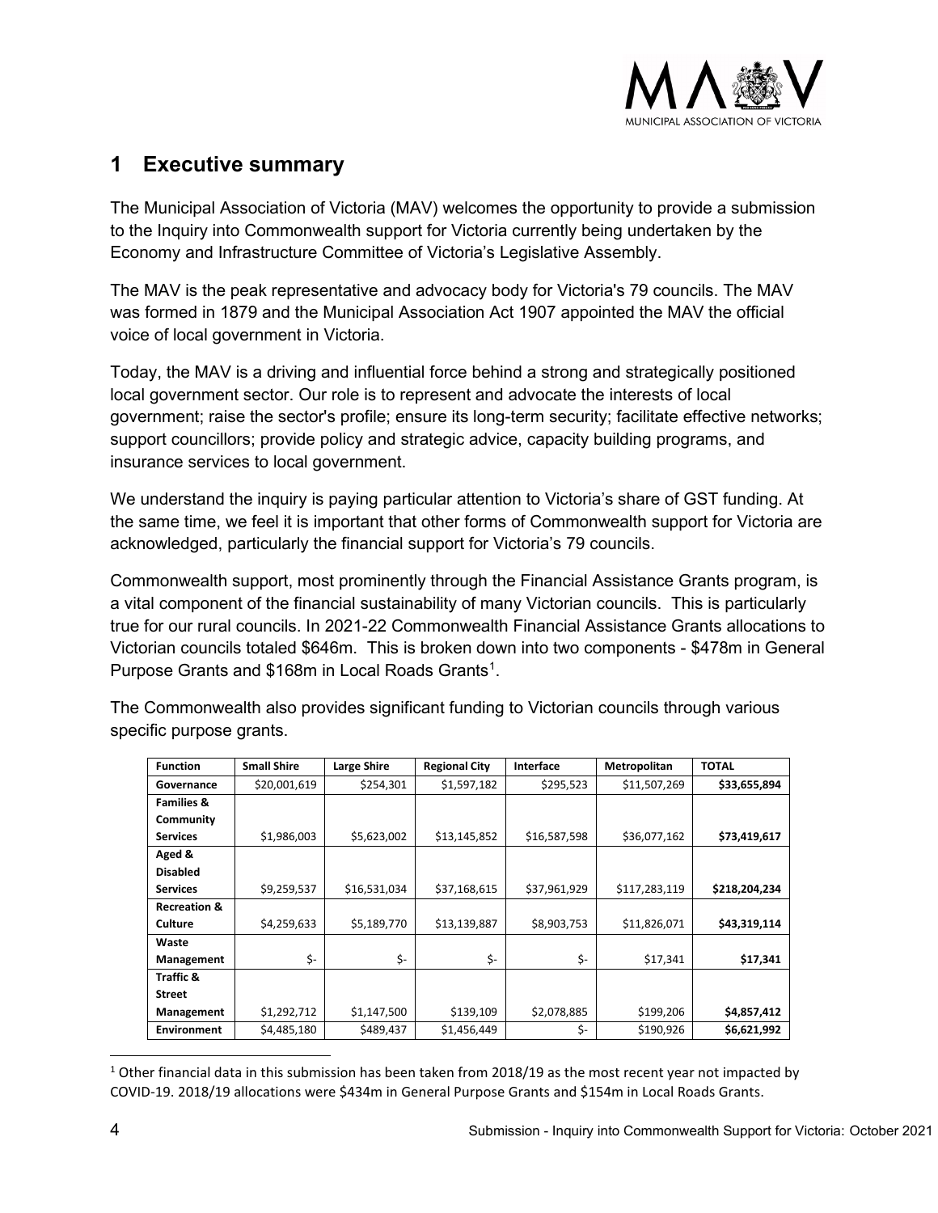# 1 Executive summary

The Municipal Association of Victoria (MAV) welcomes the opportunity to provide a submission to the Inquiry into Commonwealth support for Victoria currently being undertaken by the Economy and Infrastructure Committee of Victoria's Legislative Assembly.

The MAV is the peak representative and advocacy body for Victoria's 79 councils. The MAV was formed in 1879 and the Municipal Association Act 1907 appointed the MAV the official voice of local government in Victoria.

Today, the MAV is a driving and influential force behind a strong and strategically positioned local government sector. Our role is to represent and advocate the interests of local government; raise the sector's profile; ensure its long-term security; facilitate effective networks; support councillors; provide policy and strategic advice, capacity building programs, and insurance services to local government.

We understand the inquiry is paying particular attention to Victoria's share of GST funding. At the same time, we feel it is important that other forms of Commonwealth support for Victoria are acknowledged, particularly the financial support for Victoria's 79 councils.

Commonwealth support, most prominently through the Financial Assistance Grants program, is a vital component of the financial sustainability of many Victorian councils. This is particularly true for our rural councils. In 2021-22 Commonwealth Financial Assistance Grants allocations to Victorian councils totaled $646m. This is broken down into two components - $478m in General Purpose Grants and $168m in Local Roads Grants[1].

The Commonwealth also provides significant funding to Victorian councils through various specific purpose grants.

| Function | Small Shire | Large Shire | Regional City | Interface | Metropolitan | TOTAL |
|---|---|---|---|---|---|---|
| Governance | $20,001,619 | $254,301 | $1,597,182 | $295,523 | $11,507,269 | **$33,655,894** |
| Families & Community Services | $1,986,003 | $5,623,002 | $13,145,852 | $16,587,598 | $36,077,162 | **$73,419,617** |
| Aged & Disabled Services | $9,259,537 | $16,531,034 | $37,168,615 | $37,961,929 | $117,283,119 | **$218,204,234** |
| Recreation & Culture | $4,259,633 | $5,189,770 | $13,139,887 | $8,903,753 | $11,826,071 | **$43,319,114** |
| Waste Management | $- | $- | $- | $- | $17,341 | **$17,341** |
| Traffic & Street Management | $1,292,712 | $1,147,500 | $139,109 | $2,078,885 | $199,206 | **$4,857,412** |
| Environment | $4,485,180 | $489,437 | $1,456,449 | $- | $190,926 | **$6,621,992** |

[1] Other financial data in this submission has been taken from 2018/19 as the most recent year not impacted by COVID-19. 2018/19 allocations were $434m in General Purpose Grants and $154m in Local Roads Grants.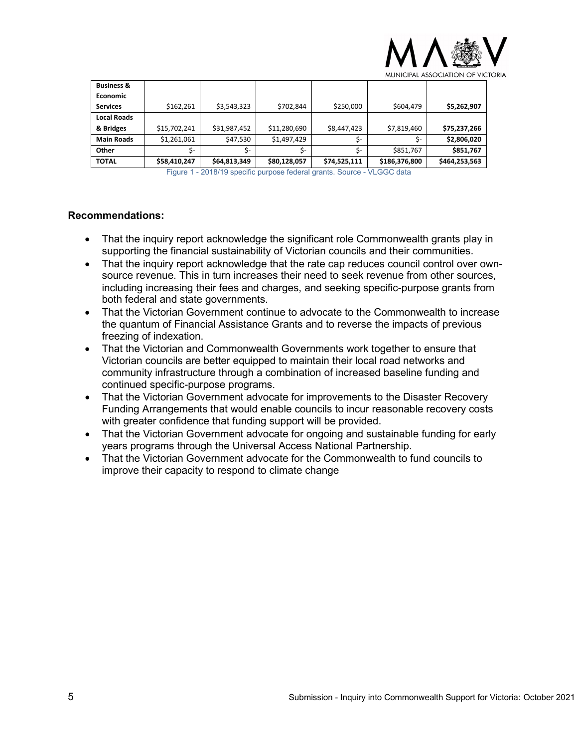| | | | | | | |
|---|---|---|---|---|---|---|
| **Business & Economic Services** | $162,261 | $3,543,323 | $702,844 | $250,000 | $604,479 | **$5,262,907** |
| **Local Roads & Bridges** | $15,702,241 | $31,987,452 | $11,280,690 | $8,447,423 | $7,819,460 | **$75,237,266** |
| **Main Roads** | $1,261,061 | $47,530 | $1,497,429 | $- | $- | **$2,806,020** |
| **Other** | $- | $- | $- | $- | $851,767 | **$851,767** |
| **TOTAL** | **$58,410,247** | **$64,813,349** | **$80,128,057** | **$74,525,111** | **$186,376,800** | **$464,253,563** |

Figure 1 - 2018/19 specific purpose federal grants. Source - VLGGC data

**Recommendations:**

- That the inquiry report acknowledge the significant role Commonwealth grants play in supporting the financial sustainability of Victorian councils and their communities.
- That the inquiry report acknowledge that the rate cap reduces council control over own-source revenue. This in turn increases their need to seek revenue from other sources, including increasing their fees and charges, and seeking specific-purpose grants from both federal and state governments.
- That the Victorian Government continue to advocate to the Commonwealth to increase the quantum of Financial Assistance Grants and to reverse the impacts of previous freezing of indexation.
- That the Victorian and Commonwealth Governments work together to ensure that Victorian councils are better equipped to maintain their local road networks and community infrastructure through a combination of increased baseline funding and continued specific-purpose programs.
- That the Victorian Government advocate for improvements to the Disaster Recovery Funding Arrangements that would enable councils to incur reasonable recovery costs with greater confidence that funding support will be provided.
- That the Victorian Government advocate for ongoing and sustainable funding for early years programs through the Universal Access National Partnership.
- That the Victorian Government advocate for the Commonwealth to fund councils to improve their capacity to respond to climate change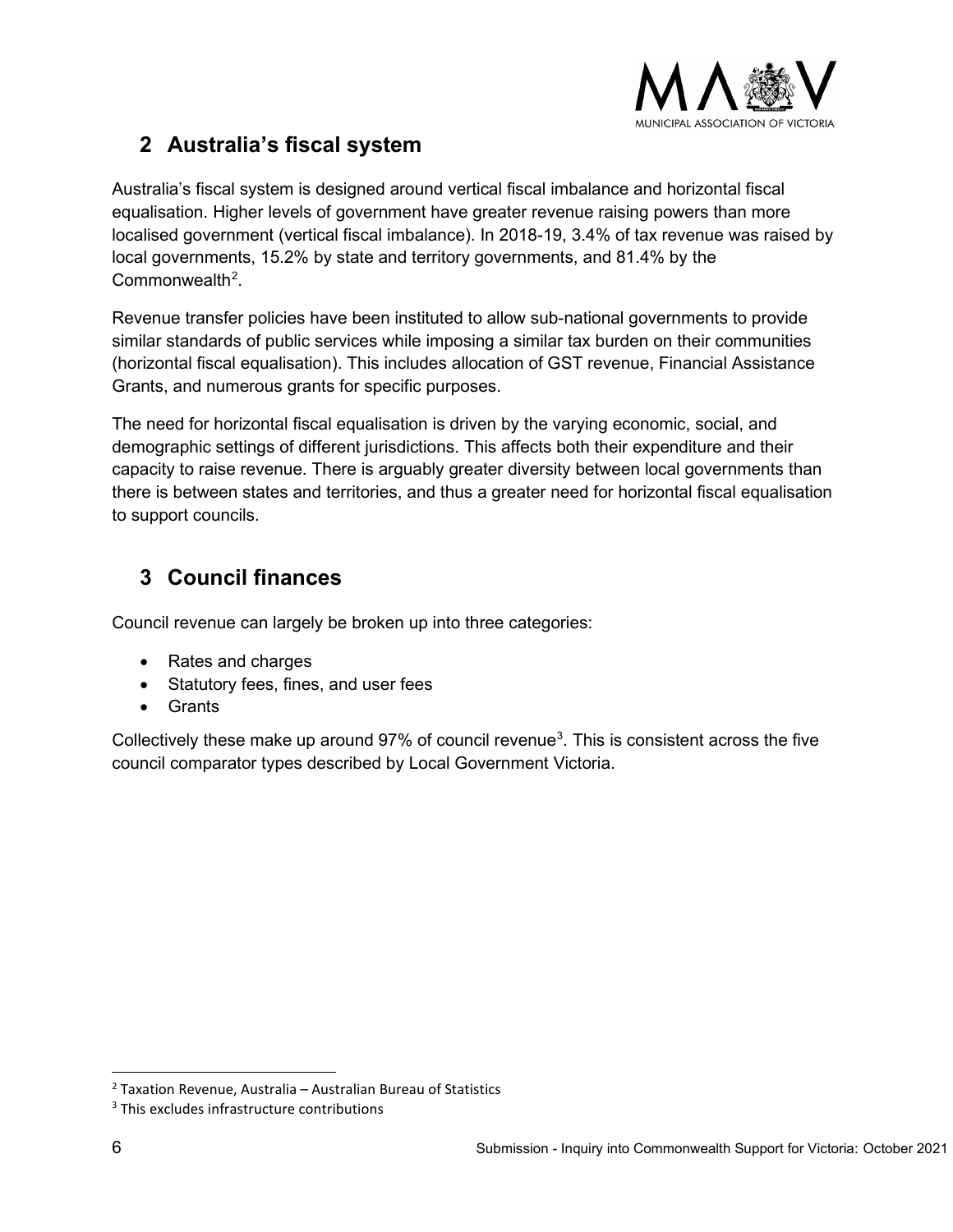## 2 Australia's fiscal system

Australia's fiscal system is designed around vertical fiscal imbalance and horizontal fiscal equalisation. Higher levels of government have greater revenue raising powers than more localised government (vertical fiscal imbalance). In 2018-19, 3.4% of tax revenue was raised by local governments, 15.2% by state and territory governments, and 81.4% by the Commonwealth[2].

Revenue transfer policies have been instituted to allow sub-national governments to provide similar standards of public services while imposing a similar tax burden on their communities (horizontal fiscal equalisation). This includes allocation of GST revenue, Financial Assistance Grants, and numerous grants for specific purposes.

The need for horizontal fiscal equalisation is driven by the varying economic, social, and demographic settings of different jurisdictions. This affects both their expenditure and their capacity to raise revenue. There is arguably greater diversity between local governments than there is between states and territories, and thus a greater need for horizontal fiscal equalisation to support councils.

## 3 Council finances

Council revenue can largely be broken up into three categories:

- Rates and charges
- Statutory fees, fines, and user fees
- Grants

Collectively these make up around 97% of council revenue[3]. This is consistent across the five council comparator types described by Local Government Victoria.

---

[2] Taxation Revenue, Australia – Australian Bureau of Statistics

[3] This excludes infrastructure contributions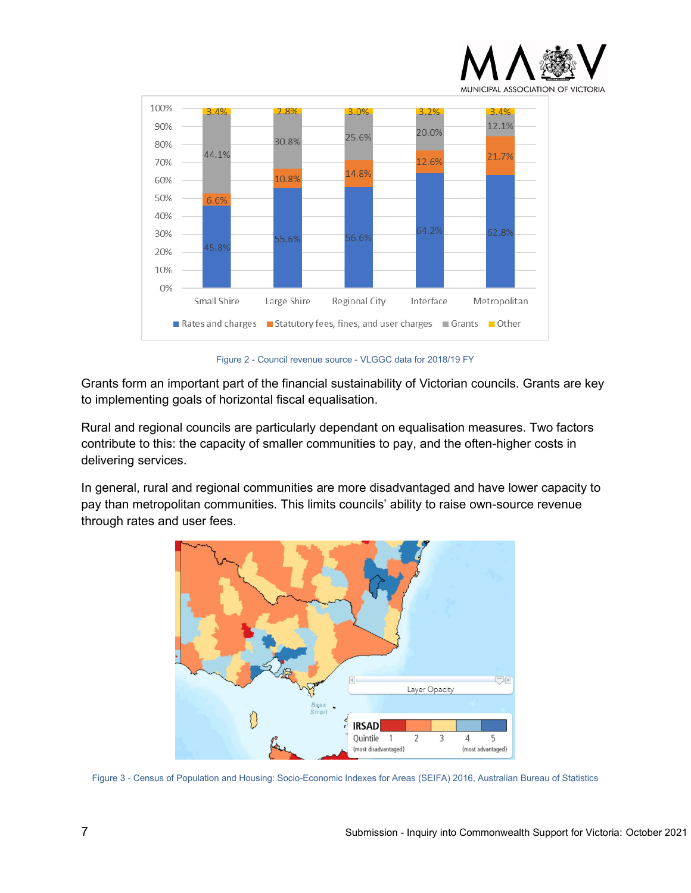Figure 2 - Council revenue source - VLGGC data for 2018/19 FY

Grants form an important part of the financial sustainability of Victorian councils. Grants are key to implementing goals of horizontal fiscal equalisation.

Rural and regional councils are particularly dependant on equalisation measures. Two factors contribute to this: the capacity of smaller communities to pay, and the often-higher costs in delivering services.

In general, rural and regional communities are more disadvantaged and have lower capacity to pay than metropolitan communities. This limits councils' ability to raise own-source revenue through rates and user fees.

Figure 3 - Census of Population and Housing: Socio-Economic Indexes for Areas (SEIFA) 2016, Australian Bureau of Statistics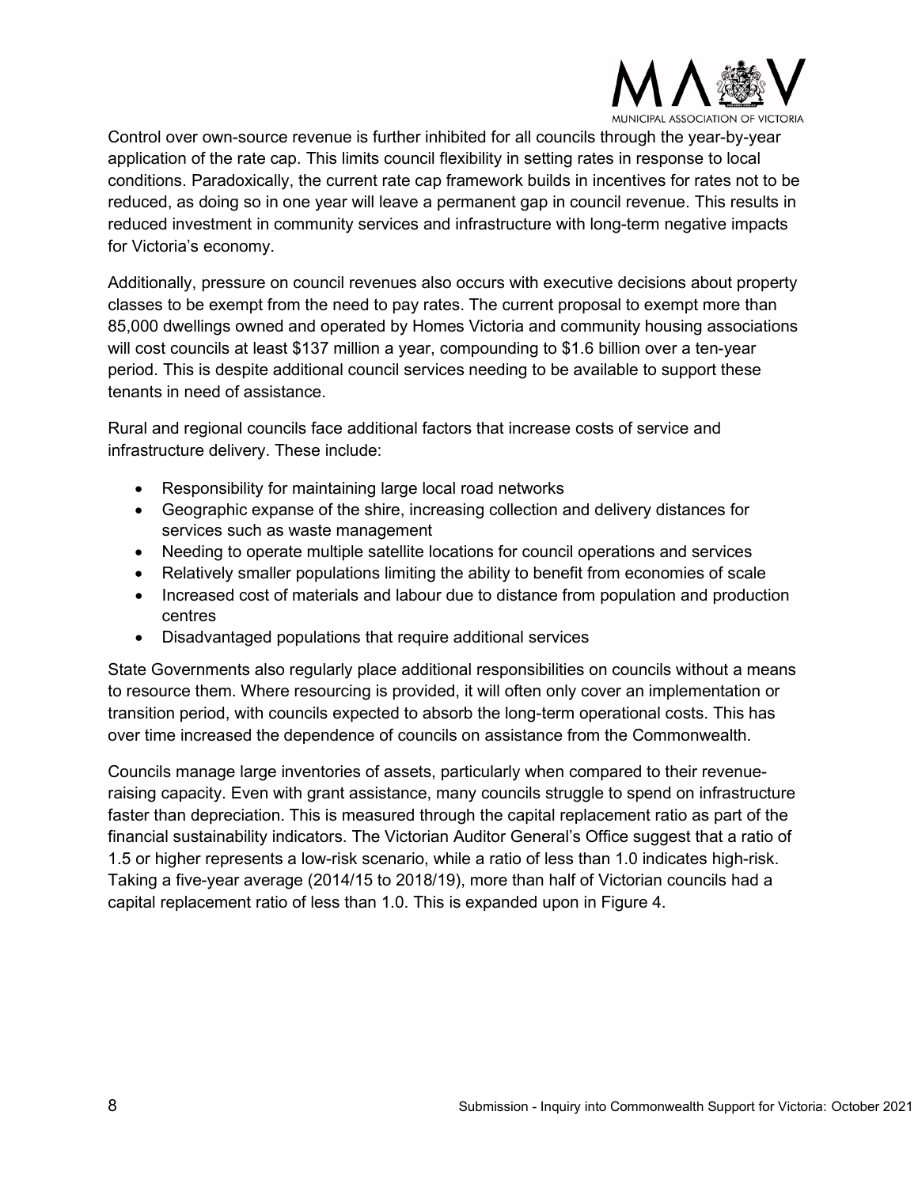Control over own-source revenue is further inhibited for all councils through the year-by-year application of the rate cap. This limits council flexibility in setting rates in response to local conditions. Paradoxically, the current rate cap framework builds in incentives for rates not to be reduced, as doing so in one year will leave a permanent gap in council revenue. This results in reduced investment in community services and infrastructure with long-term negative impacts for Victoria's economy.

Additionally, pressure on council revenues also occurs with executive decisions about property classes to be exempt from the need to pay rates. The current proposal to exempt more than 85,000 dwellings owned and operated by Homes Victoria and community housing associations will cost councils at least $137 million a year, compounding to $1.6 billion over a ten-year period. This is despite additional council services needing to be available to support these tenants in need of assistance.

Rural and regional councils face additional factors that increase costs of service and infrastructure delivery. These include:

- Responsibility for maintaining large local road networks
- Geographic expanse of the shire, increasing collection and delivery distances for services such as waste management
- Needing to operate multiple satellite locations for council operations and services
- Relatively smaller populations limiting the ability to benefit from economies of scale
- Increased cost of materials and labour due to distance from population and production centres
- Disadvantaged populations that require additional services

State Governments also regularly place additional responsibilities on councils without a means to resource them. Where resourcing is provided, it will often only cover an implementation or transition period, with councils expected to absorb the long-term operational costs. This has over time increased the dependence of councils on assistance from the Commonwealth.

Councils manage large inventories of assets, particularly when compared to their revenue-raising capacity. Even with grant assistance, many councils struggle to spend on infrastructure faster than depreciation. This is measured through the capital replacement ratio as part of the financial sustainability indicators. The Victorian Auditor General's Office suggest that a ratio of 1.5 or higher represents a low-risk scenario, while a ratio of less than 1.0 indicates high-risk. Taking a five-year average (2014/15 to 2018/19), more than half of Victorian councils had a capital replacement ratio of less than 1.0. This is expanded upon in Figure 4.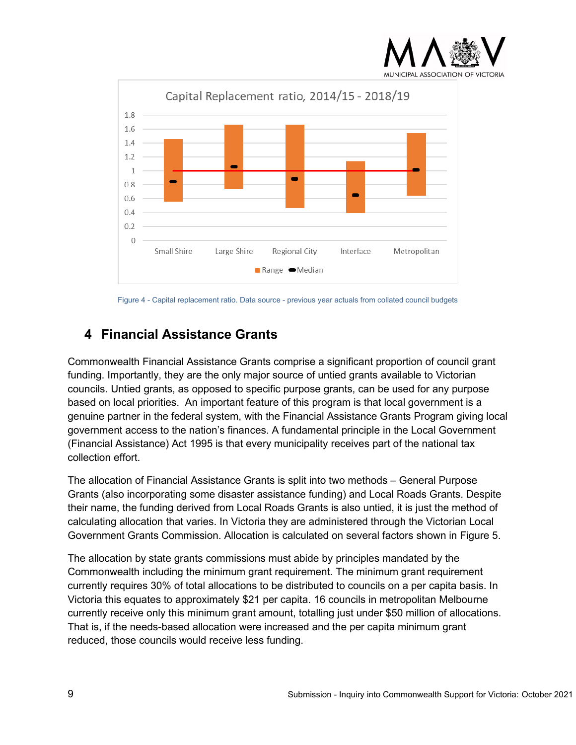Capital Replacement ratio, 2014/15 - 2018/19

Figure 4 - Capital replacement ratio. Data source - previous year actuals from collated council budgets

## 4 Financial Assistance Grants

Commonwealth Financial Assistance Grants comprise a significant proportion of council grant funding. Importantly, they are the only major source of untied grants available to Victorian councils. Untied grants, as opposed to specific purpose grants, can be used for any purpose based on local priorities. An important feature of this program is that local government is a genuine partner in the federal system, with the Financial Assistance Grants Program giving local government access to the nation's finances. A fundamental principle in the Local Government (Financial Assistance) Act 1995 is that every municipality receives part of the national tax collection effort.

The allocation of Financial Assistance Grants is split into two methods – General Purpose Grants (also incorporating some disaster assistance funding) and Local Roads Grants. Despite their name, the funding derived from Local Roads Grants is also untied, it is just the method of calculating allocation that varies. In Victoria they are administered through the Victorian Local Government Grants Commission. Allocation is calculated on several factors shown in Figure 5.

The allocation by state grants commissions must abide by principles mandated by the Commonwealth including the minimum grant requirement. The minimum grant requirement currently requires 30% of total allocations to be distributed to councils on a per capita basis. In Victoria this equates to approximately $21 per capita. 16 councils in metropolitan Melbourne currently receive only this minimum grant amount, totalling just under $50 million of allocations. That is, if the needs-based allocation were increased and the per capita minimum grant reduced, those councils would receive less funding.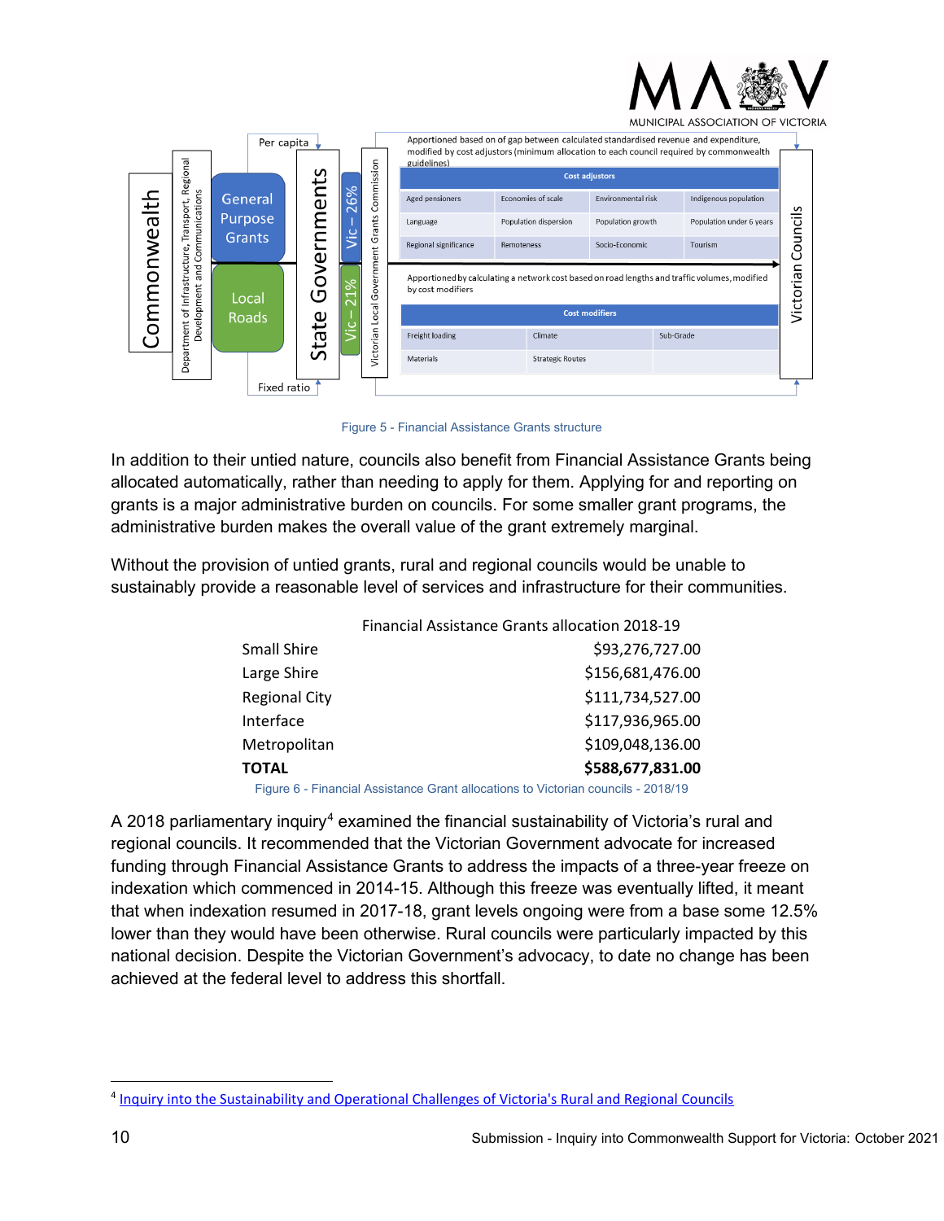MUNICIPAL ASSOCIATION OF VICTORIA

| Cost adjustors | | | |
|---|---|---|---|
| Aged pensioners | Economies of scale | Environmental risk | Indigenous population |
| Language | Population dispersion | Population growth | Population under 6 years |
| Regional significance | Remoteness | Socio-Economic | Tourism |

Apportioned based on of gap between calculated standardised revenue and expenditure, modified by cost adjustors (minimum allocation to each council required by commonwealth guidelines)

| Cost modifiers | | |
|---|---|---|
| Freight loading | Climate | Sub-Grade |
| Materials | Strategic Routes | |

Apportioned by calculating a network cost based on road lengths and traffic volumes, modified by cost modifiers

Commonwealth — Department of Infrastructure, Transport, Regional Development and Communications — General Purpose Grants (Per capita) / Local Roads (Fixed ratio) — State Governments — Vic – 26% / Vic – 21% — Victorian Local Government Grants Commission — Victorian Councils

Figure 5 - Financial Assistance Grants structure

In addition to their untied nature, councils also benefit from Financial Assistance Grants being allocated automatically, rather than needing to apply for them. Applying for and reporting on grants is a major administrative burden on councils. For some smaller grant programs, the administrative burden makes the overall value of the grant extremely marginal.

Without the provision of untied grants, rural and regional councils would be unable to sustainably provide a reasonable level of services and infrastructure for their communities.

| | Financial Assistance Grants allocation 2018-19 |
|---|---|
| Small Shire | $93,276,727.00 |
| Large Shire | $156,681,476.00 |
| Regional City | $111,734,527.00 |
| Interface | $117,936,965.00 |
| Metropolitan | $109,048,136.00 |
| **TOTAL** | **$588,677,831.00** |

Figure 6 - Financial Assistance Grant allocations to Victorian councils - 2018/19

A 2018 parliamentary inquiry[4] examined the financial sustainability of Victoria's rural and regional councils. It recommended that the Victorian Government advocate for increased funding through Financial Assistance Grants to address the impacts of a three-year freeze on indexation which commenced in 2014-15. Although this freeze was eventually lifted, it meant that when indexation resumed in 2017-18, grant levels ongoing were from a base some 12.5% lower than they would have been otherwise. Rural councils were particularly impacted by this national decision. Despite the Victorian Government's advocacy, to date no change has been achieved at the federal level to address this shortfall.

[4] Inquiry into the Sustainability and Operational Challenges of Victoria's Rural and Regional Councils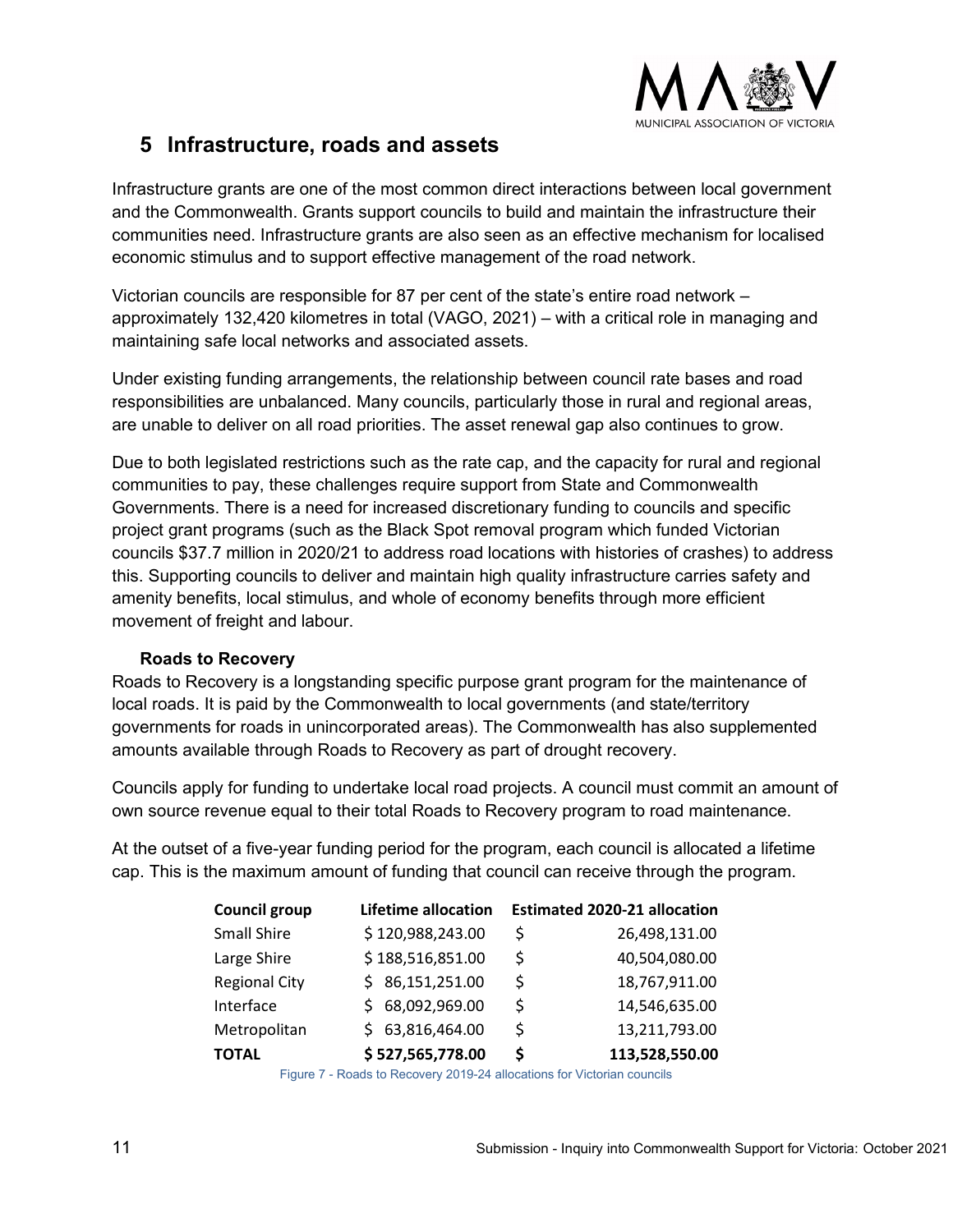# 5 Infrastructure, roads and assets

Infrastructure grants are one of the most common direct interactions between local government and the Commonwealth. Grants support councils to build and maintain the infrastructure their communities need. Infrastructure grants are also seen as an effective mechanism for localised economic stimulus and to support effective management of the road network.

Victorian councils are responsible for 87 per cent of the state's entire road network – approximately 132,420 kilometres in total (VAGO, 2021) – with a critical role in managing and maintaining safe local networks and associated assets.

Under existing funding arrangements, the relationship between council rate bases and road responsibilities are unbalanced. Many councils, particularly those in rural and regional areas, are unable to deliver on all road priorities. The asset renewal gap also continues to grow.

Due to both legislated restrictions such as the rate cap, and the capacity for rural and regional communities to pay, these challenges require support from State and Commonwealth Governments. There is a need for increased discretionary funding to councils and specific project grant programs (such as the Black Spot removal program which funded Victorian councils $37.7 million in 2020/21 to address road locations with histories of crashes) to address this. Supporting councils to deliver and maintain high quality infrastructure carries safety and amenity benefits, local stimulus, and whole of economy benefits through more efficient movement of freight and labour.

### Roads to Recovery

Roads to Recovery is a longstanding specific purpose grant program for the maintenance of local roads. It is paid by the Commonwealth to local governments (and state/territory governments for roads in unincorporated areas). The Commonwealth has also supplemented amounts available through Roads to Recovery as part of drought recovery.

Councils apply for funding to undertake local road projects. A council must commit an amount of own source revenue equal to their total Roads to Recovery program to road maintenance.

At the outset of a five-year funding period for the program, each council is allocated a lifetime cap. This is the maximum amount of funding that council can receive through the program.

| Council group | Lifetime allocation | Estimated 2020-21 allocation |
|---|---|---|
| Small Shire | $ 120,988,243.00 | $ 26,498,131.00 |
| Large Shire | $ 188,516,851.00 | $ 40,504,080.00 |
| Regional City | $ 86,151,251.00 | $ 18,767,911.00 |
| Interface | $ 68,092,969.00 | $ 14,546,635.00 |
| Metropolitan | $ 63,816,464.00 | $ 13,211,793.00 |
| **TOTAL** | **$ 527,565,778.00** | **$ 113,528,550.00** |

Figure 7 - Roads to Recovery 2019-24 allocations for Victorian councils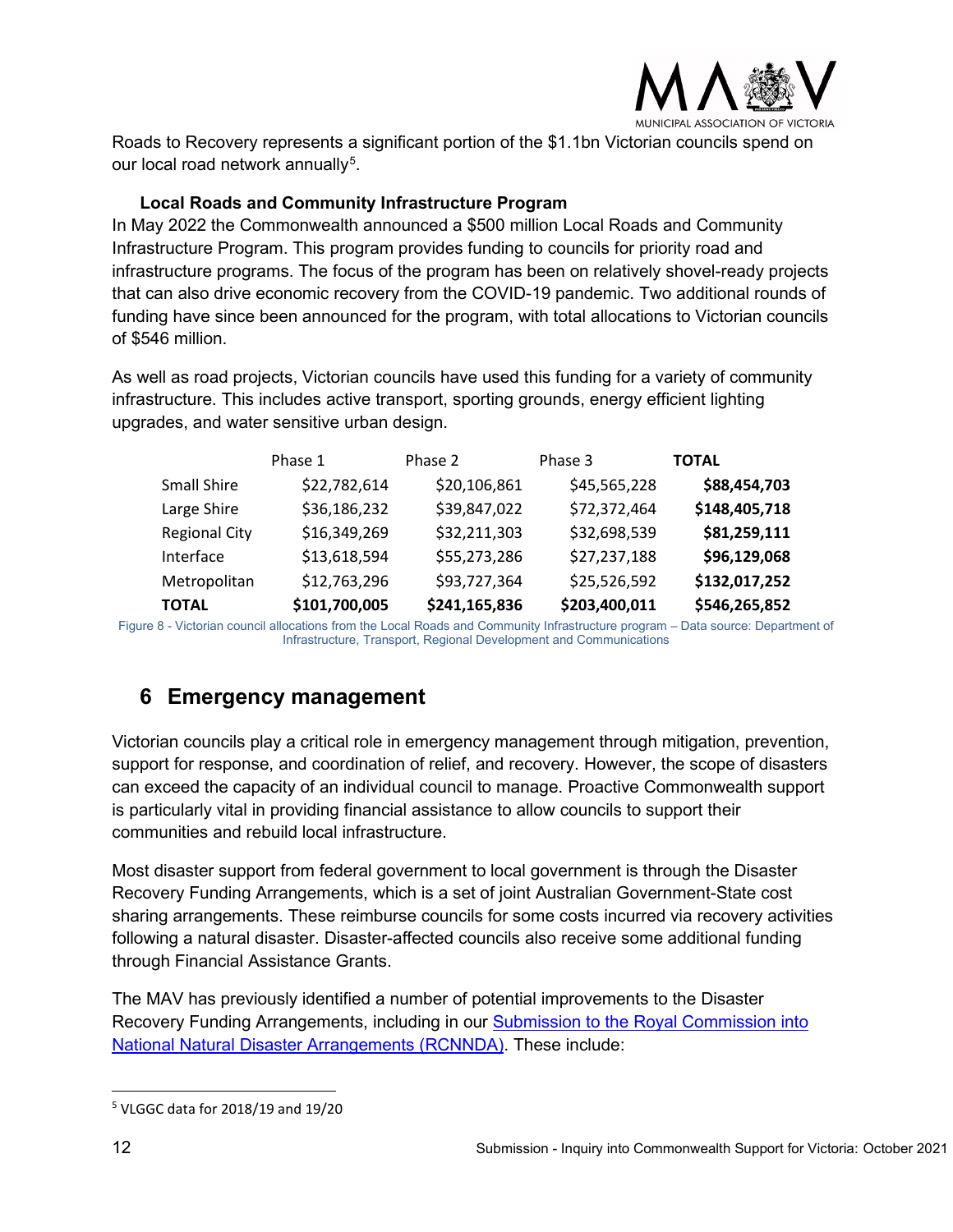Roads to Recovery represents a significant portion of the $1.1bn Victorian councils spend on our local road network annually[5].

### Local Roads and Community Infrastructure Program

In May 2022 the Commonwealth announced a $500 million Local Roads and Community Infrastructure Program. This program provides funding to councils for priority road and infrastructure programs. The focus of the program has been on relatively shovel-ready projects that can also drive economic recovery from the COVID-19 pandemic. Two additional rounds of funding have since been announced for the program, with total allocations to Victorian councils of $546 million.

As well as road projects, Victorian councils have used this funding for a variety of community infrastructure. This includes active transport, sporting grounds, energy efficient lighting upgrades, and water sensitive urban design.

| | Phase 1 | Phase 2 | Phase 3 | **TOTAL** |
|---|---|---|---|---|
| Small Shire | $22,782,614 | $20,106,861 | $45,565,228 | **$88,454,703** |
| Large Shire | $36,186,232 | $39,847,022 | $72,372,464 | **$148,405,718** |
| Regional City | $16,349,269 | $32,211,303 | $32,698,539 | **$81,259,111** |
| Interface | $13,618,594 | $55,273,286 | $27,237,188 | **$96,129,068** |
| Metropolitan | $12,763,296 | $93,727,364 | $25,526,592 | **$132,017,252** |
| **TOTAL** | **$101,700,005** | **$241,165,836** | **$203,400,011** | **$546,265,852** |

Figure 8 - Victorian council allocations from the Local Roads and Community Infrastructure program – Data source: Department of Infrastructure, Transport, Regional Development and Communications

## 6 Emergency management

Victorian councils play a critical role in emergency management through mitigation, prevention, support for response, and coordination of relief, and recovery. However, the scope of disasters can exceed the capacity of an individual council to manage. Proactive Commonwealth support is particularly vital in providing financial assistance to allow councils to support their communities and rebuild local infrastructure.

Most disaster support from federal government to local government is through the Disaster Recovery Funding Arrangements, which is a set of joint Australian Government-State cost sharing arrangements. These reimburse councils for some costs incurred via recovery activities following a natural disaster. Disaster-affected councils also receive some additional funding through Financial Assistance Grants.

The MAV has previously identified a number of potential improvements to the Disaster Recovery Funding Arrangements, including in our Submission to the Royal Commission into National Natural Disaster Arrangements (RCNNDA). These include:

[5] VLGGC data for 2018/19 and 19/20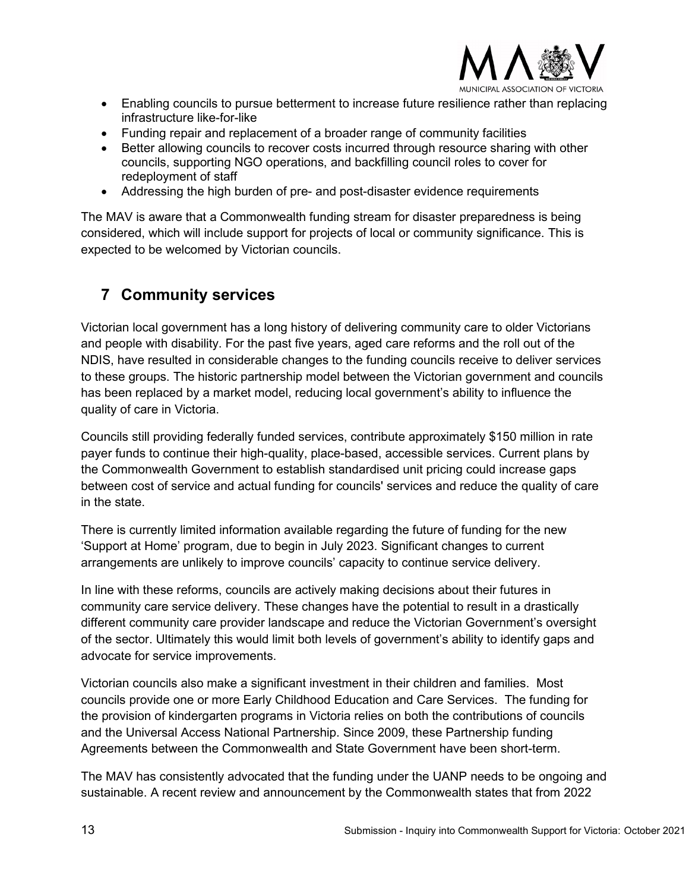- Enabling councils to pursue betterment to increase future resilience rather than replacing infrastructure like-for-like
- Funding repair and replacement of a broader range of community facilities
- Better allowing councils to recover costs incurred through resource sharing with other councils, supporting NGO operations, and backfilling council roles to cover for redeployment of staff
- Addressing the high burden of pre- and post-disaster evidence requirements

The MAV is aware that a Commonwealth funding stream for disaster preparedness is being considered, which will include support for projects of local or community significance. This is expected to be welcomed by Victorian councils.

# 7 Community services

Victorian local government has a long history of delivering community care to older Victorians and people with disability. For the past five years, aged care reforms and the roll out of the NDIS, have resulted in considerable changes to the funding councils receive to deliver services to these groups. The historic partnership model between the Victorian government and councils has been replaced by a market model, reducing local government's ability to influence the quality of care in Victoria.

Councils still providing federally funded services, contribute approximately $150 million in rate payer funds to continue their high-quality, place-based, accessible services. Current plans by the Commonwealth Government to establish standardised unit pricing could increase gaps between cost of service and actual funding for councils' services and reduce the quality of care in the state.

There is currently limited information available regarding the future of funding for the new 'Support at Home' program, due to begin in July 2023. Significant changes to current arrangements are unlikely to improve councils' capacity to continue service delivery.

In line with these reforms, councils are actively making decisions about their futures in community care service delivery. These changes have the potential to result in a drastically different community care provider landscape and reduce the Victorian Government's oversight of the sector. Ultimately this would limit both levels of government's ability to identify gaps and advocate for service improvements.

Victorian councils also make a significant investment in their children and families. Most councils provide one or more Early Childhood Education and Care Services. The funding for the provision of kindergarten programs in Victoria relies on both the contributions of councils and the Universal Access National Partnership. Since 2009, these Partnership funding Agreements between the Commonwealth and State Government have been short-term.

The MAV has consistently advocated that the funding under the UANP needs to be ongoing and sustainable. A recent review and announcement by the Commonwealth states that from 2022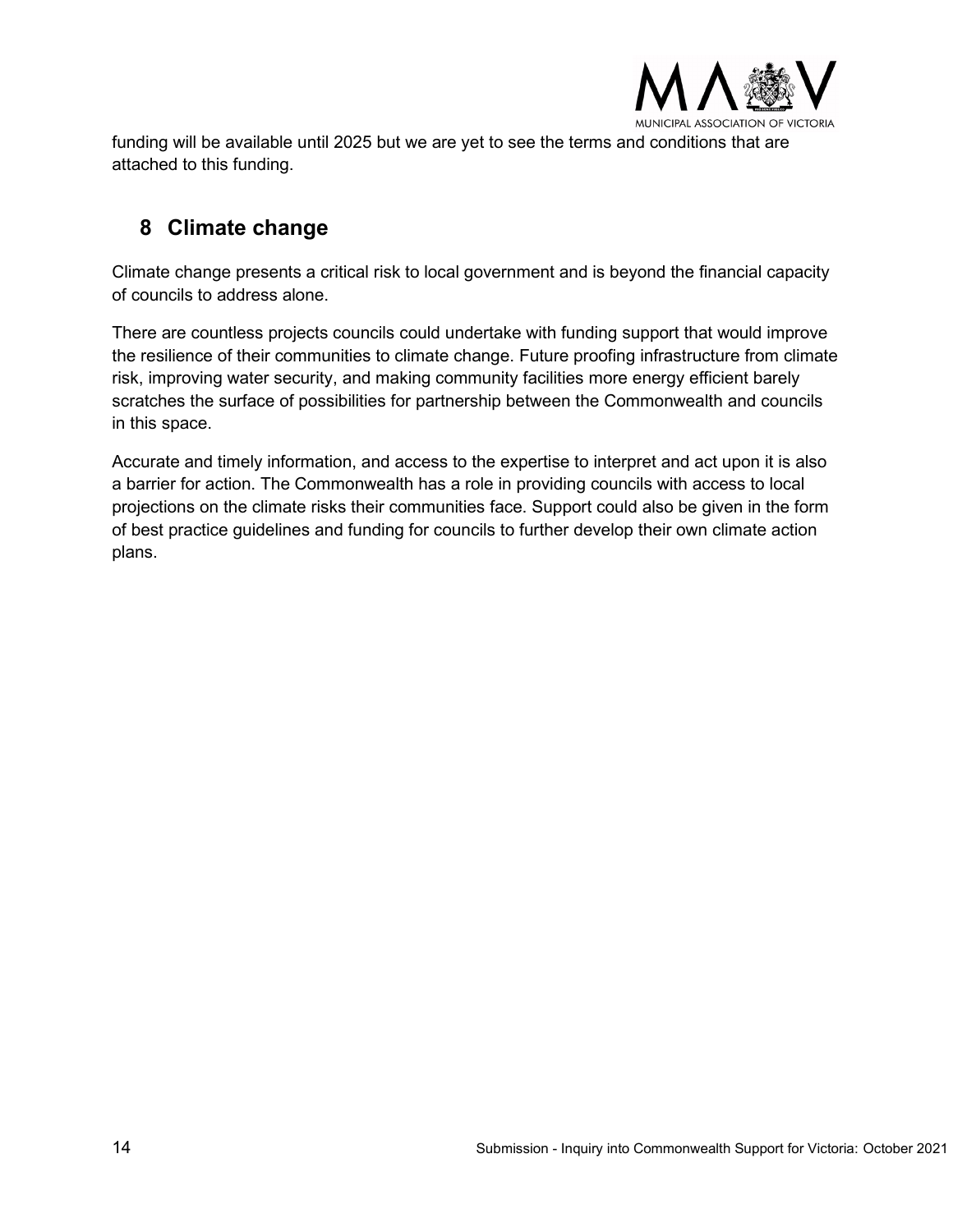funding will be available until 2025 but we are yet to see the terms and conditions that are attached to this funding.

## 8 Climate change

Climate change presents a critical risk to local government and is beyond the financial capacity of councils to address alone.

There are countless projects councils could undertake with funding support that would improve the resilience of their communities to climate change. Future proofing infrastructure from climate risk, improving water security, and making community facilities more energy efficient barely scratches the surface of possibilities for partnership between the Commonwealth and councils in this space.

Accurate and timely information, and access to the expertise to interpret and act upon it is also a barrier for action. The Commonwealth has a role in providing councils with access to local projections on the climate risks their communities face. Support could also be given in the form of best practice guidelines and funding for councils to further develop their own climate action plans.